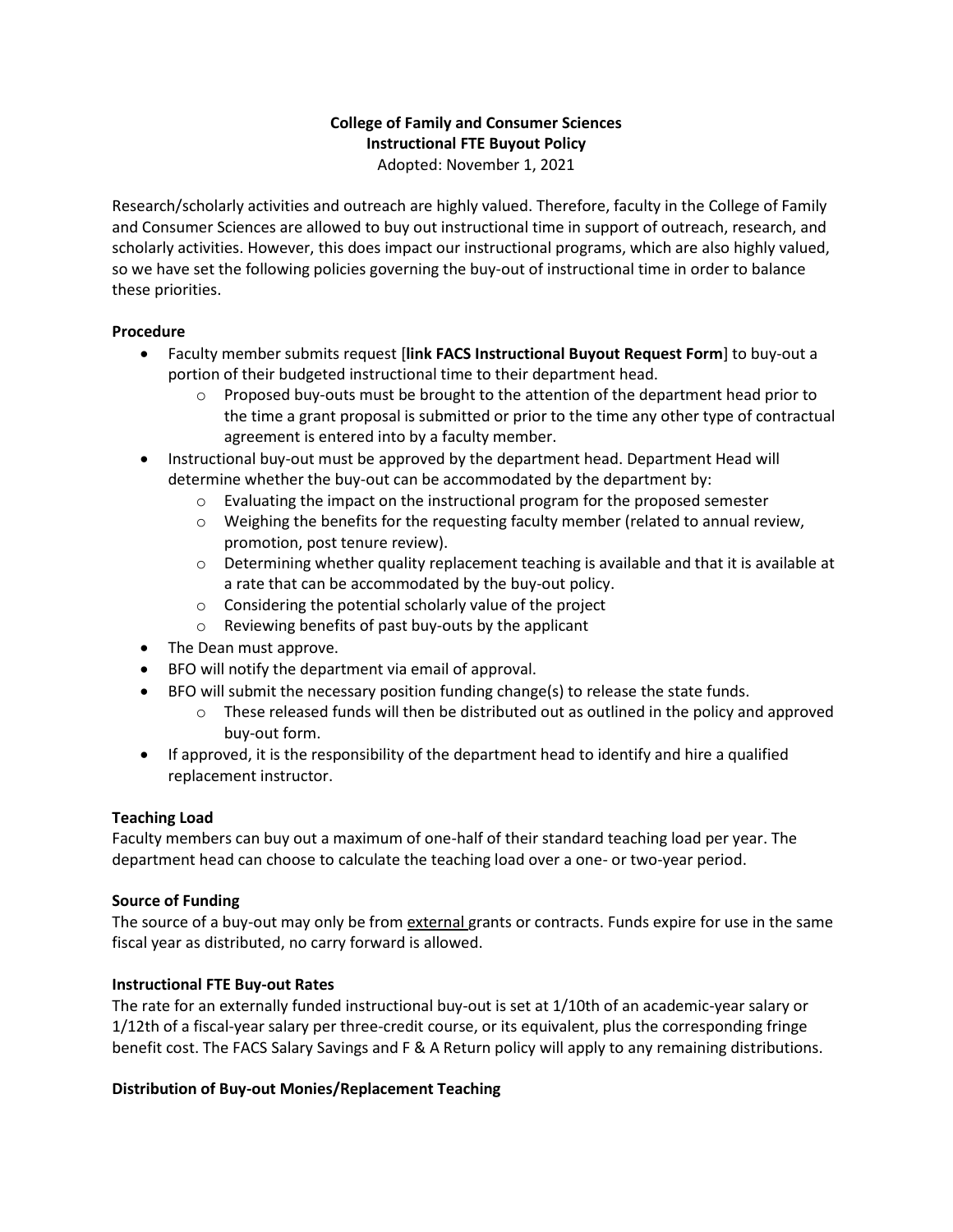**College of Family and Consumer Sciences**
**Instructional FTE Buyout Policy**
Adopted: November 1, 2021

Research/scholarly activities and outreach are highly valued. Therefore, faculty in the College of Family and Consumer Sciences are allowed to buy out instructional time in support of outreach, research, and scholarly activities. However, this does impact our instructional programs, which are also highly valued, so we have set the following policies governing the buy-out of instructional time in order to balance these priorities.

**Procedure**

- Faculty member submits request [**link FACS Instructional Buyout Request Form**] to buy-out a portion of their budgeted instructional time to their department head.
    - Proposed buy-outs must be brought to the attention of the department head prior to the time a grant proposal is submitted or prior to the time any other type of contractual agreement is entered into by a faculty member.
- Instructional buy-out must be approved by the department head. Department Head will determine whether the buy-out can be accommodated by the department by:
    - Evaluating the impact on the instructional program for the proposed semester
    - Weighing the benefits for the requesting faculty member (related to annual review, promotion, post tenure review).
    - Determining whether quality replacement teaching is available and that it is available at a rate that can be accommodated by the buy-out policy.
    - Considering the potential scholarly value of the project
    - Reviewing benefits of past buy-outs by the applicant
- The Dean must approve.
- BFO will notify the department via email of approval.
- BFO will submit the necessary position funding change(s) to release the state funds.
    - These released funds will then be distributed out as outlined in the policy and approved buy-out form.
- If approved, it is the responsibility of the department head to identify and hire a qualified replacement instructor.

**Teaching Load**

Faculty members can buy out a maximum of one-half of their standard teaching load per year. The department head can choose to calculate the teaching load over a one- or two-year period.

**Source of Funding**

The source of a buy-out may only be from external grants or contracts. Funds expire for use in the same fiscal year as distributed, no carry forward is allowed.

**Instructional FTE Buy-out Rates**

The rate for an externally funded instructional buy-out is set at 1/10th of an academic-year salary or 1/12th of a fiscal-year salary per three-credit course, or its equivalent, plus the corresponding fringe benefit cost. The FACS Salary Savings and F & A Return policy will apply to any remaining distributions.

**Distribution of Buy-out Monies/Replacement Teaching**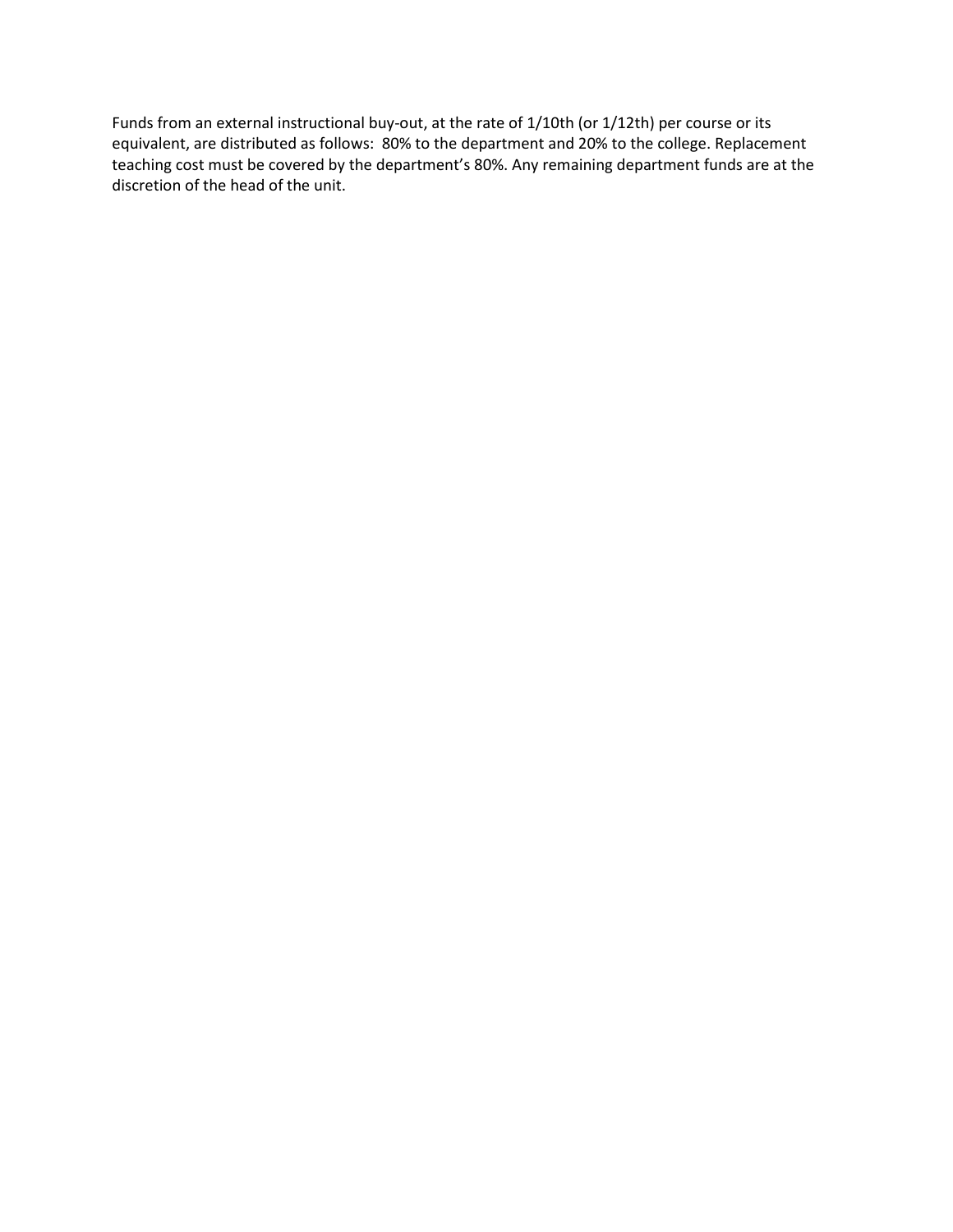Funds from an external instructional buy-out, at the rate of 1/10th (or 1/12th) per course or its equivalent, are distributed as follows: 80% to the department and 20% to the college. Replacement teaching cost must be covered by the department's 80%. Any remaining department funds are at the discretion of the head of the unit.